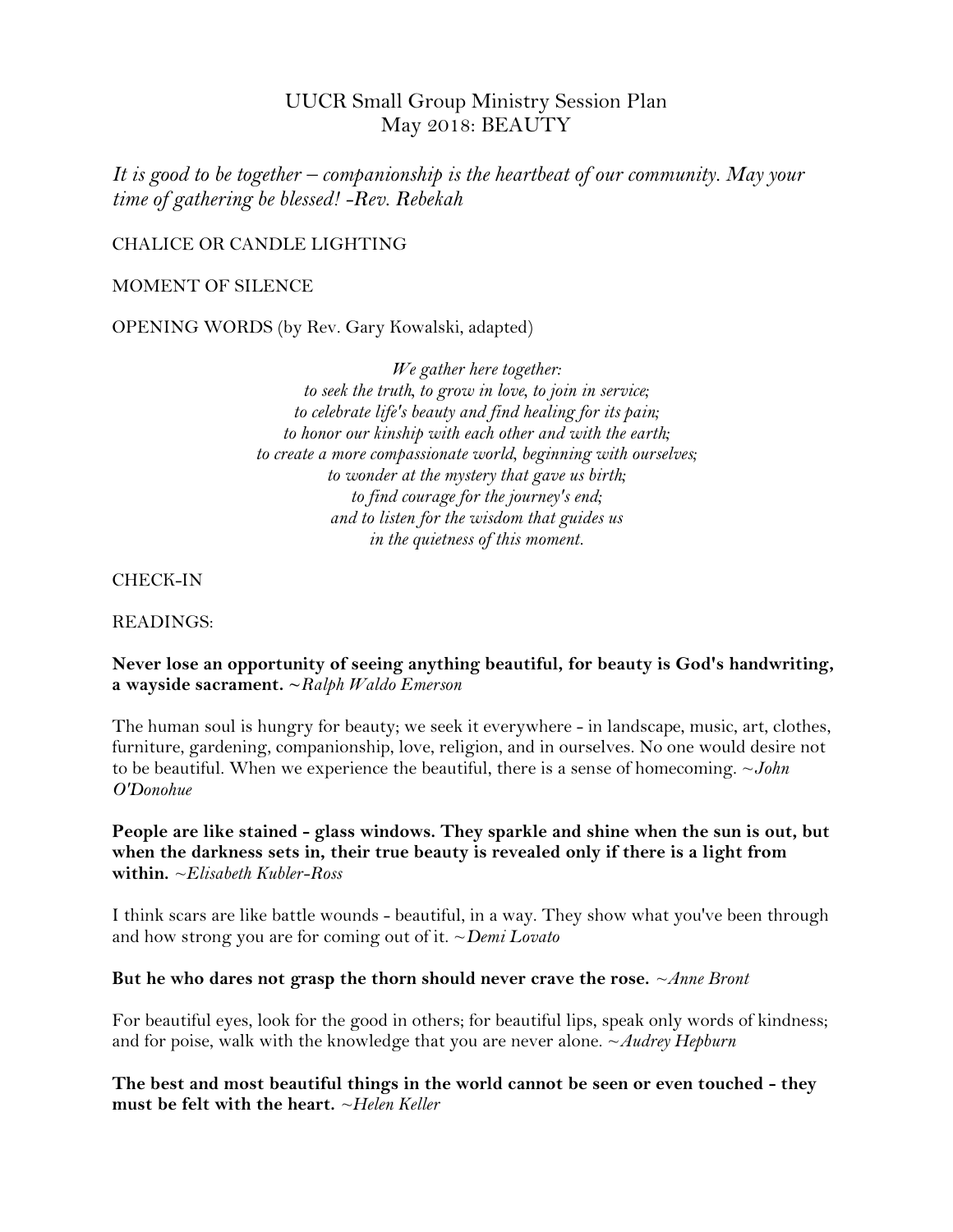# UUCR Small Group Ministry Session Plan
## May 2018: BEAUTY

*It is good to be together – companionship is the heartbeat of our community. May your time of gathering be blessed! -Rev. Rebekah*

CHALICE OR CANDLE LIGHTING

MOMENT OF SILENCE

OPENING WORDS (by Rev. Gary Kowalski, adapted)

*We gather here together:*
*to seek the truth, to grow in love, to join in service;*
*to celebrate life's beauty and find healing for its pain;*
*to honor our kinship with each other and with the earth;*
*to create a more compassionate world, beginning with ourselves;*
*to wonder at the mystery that gave us birth;*
*to find courage for the journey's end;*
*and to listen for the wisdom that guides us*
*in the quietness of this moment.*

CHECK-IN

READINGS:

**Never lose an opportunity of seeing anything beautiful, for beauty is God's handwriting, a wayside sacrament.** ~*Ralph Waldo Emerson*

The human soul is hungry for beauty; we seek it everywhere - in landscape, music, art, clothes, furniture, gardening, companionship, love, religion, and in ourselves. No one would desire not to be beautiful. When we experience the beautiful, there is a sense of homecoming. ~*John O'Donohue*

**People are like stained - glass windows. They sparkle and shine when the sun is out, but when the darkness sets in, their true beauty is revealed only if there is a light from within.** ~*Elisabeth Kubler-Ross*

I think scars are like battle wounds - beautiful, in a way. They show what you've been through and how strong you are for coming out of it. ~*Demi Lovato*

**But he who dares not grasp the thorn should never crave the rose.** ~*Anne Bront*

For beautiful eyes, look for the good in others; for beautiful lips, speak only words of kindness; and for poise, walk with the knowledge that you are never alone. ~*Audrey Hepburn*

**The best and most beautiful things in the world cannot be seen or even touched - they must be felt with the heart.** ~*Helen Keller*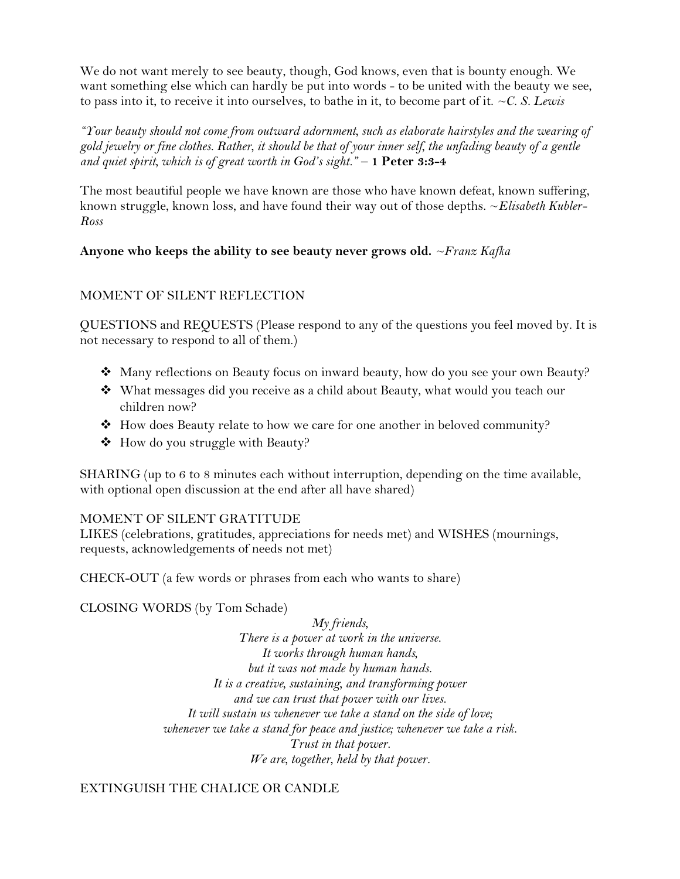We do not want merely to see beauty, though, God knows, even that is bounty enough. We want something else which can hardly be put into words - to be united with the beauty we see, to pass into it, to receive it into ourselves, to bathe in it, to become part of it. *~C. S. Lewis*

*"Your beauty should not come from outward adornment, such as elaborate hairstyles and the wearing of gold jewelry or fine clothes. Rather, it should be that of your inner self, the unfading beauty of a gentle and quiet spirit, which is of great worth in God's sight."* – **1 Peter 3:3-4**

The most beautiful people we have known are those who have known defeat, known suffering, known struggle, known loss, and have found their way out of those depths. *~Elisabeth Kubler-Ross*

**Anyone who keeps the ability to see beauty never grows old.** *~Franz Kafka*

MOMENT OF SILENT REFLECTION

QUESTIONS and REQUESTS (Please respond to any of the questions you feel moved by. It is not necessary to respond to all of them.)

- Many reflections on Beauty focus on inward beauty, how do you see your own Beauty?
- What messages did you receive as a child about Beauty, what would you teach our children now?
- How does Beauty relate to how we care for one another in beloved community?
- How do you struggle with Beauty?

SHARING (up to 6 to 8 minutes each without interruption, depending on the time available, with optional open discussion at the end after all have shared)

MOMENT OF SILENT GRATITUDE
LIKES (celebrations, gratitudes, appreciations for needs met) and WISHES (mournings, requests, acknowledgements of needs not met)

CHECK-OUT (a few words or phrases from each who wants to share)

CLOSING WORDS (by Tom Schade)

*My friends,*
*There is a power at work in the universe.*
*It works through human hands,*
*but it was not made by human hands.*
*It is a creative, sustaining, and transforming power*
*and we can trust that power with our lives.*
*It will sustain us whenever we take a stand on the side of love;*
*whenever we take a stand for peace and justice; whenever we take a risk.*
*Trust in that power.*
*We are, together, held by that power.*

EXTINGUISH THE CHALICE OR CANDLE